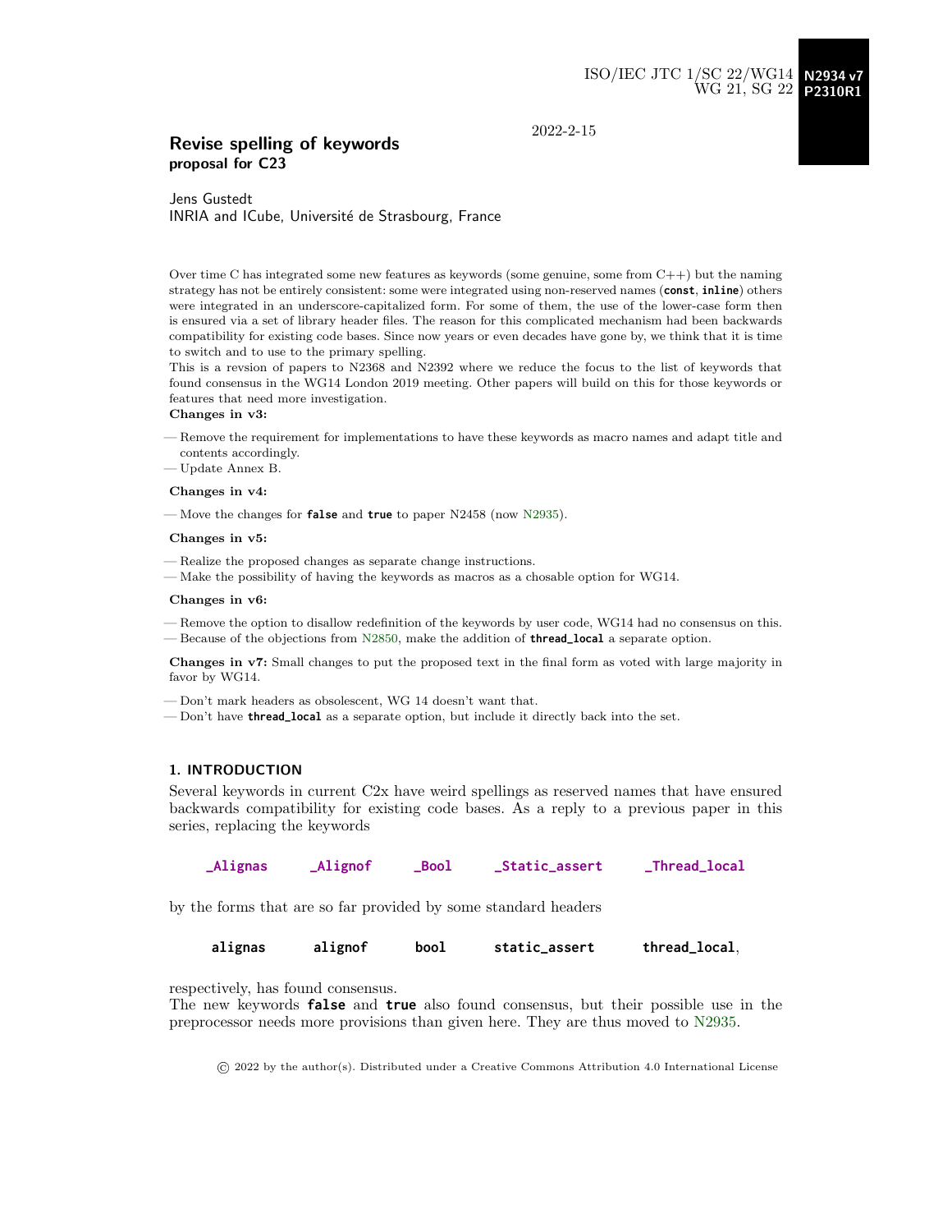ISO/IEC JTC 1/SC 22/WG14 **N2934 v7**
WG 21, SG 22 **P2310R1**

2022-2-15

# Revise spelling of keywords
**proposal for C23**

Jens Gustedt
INRIA and ICube, Université de Strasbourg, France

Over time C has integrated some new features as keywords (some genuine, some from C++) but the naming strategy has not be entirely consistent: some were integrated using non-reserved names (**const**, **inline**) others were integrated in an underscore-capitalized form. For some of them, the use of the lower-case form then is ensured via a set of library header files. The reason for this complicated mechanism had been backwards compatibility for existing code bases. Since now years or even decades have gone by, we think that it is time to switch and to use to the primary spelling.
This is a revsion of papers to N2368 and N2392 where we reduce the focus to the list of keywords that found consensus in the WG14 London 2019 meeting. Other papers will build on this for those keywords or features that need more investigation.

**Changes in v3:**

- Remove the requirement for implementations to have these keywords as macro names and adapt title and contents accordingly.
- Update Annex B.

**Changes in v4:**

- Move the changes for **false** and **true** to paper N2458 (now N2935).

**Changes in v5:**

- Realize the proposed changes as separate change instructions.
- Make the possibility of having the keywords as macros as a chosable option for WG14.

**Changes in v6:**

- Remove the option to disallow redefinition of the keywords by user code, WG14 had no consensus on this.
- Because of the objections from N2850, make the addition of **thread_local** a separate option.

**Changes in v7:** Small changes to put the proposed text in the final form as voted with large majority in favor by WG14.

- Don't mark headers as obsolescent, WG 14 doesn't want that.
- Don't have **thread_local** as a separate option, but include it directly back into the set.

## 1. INTRODUCTION

Several keywords in current C2x have weird spellings as reserved names that have ensured backwards compatibility for existing code bases. As a reply to a previous paper in this series, replacing the keywords

**_Alignas** **_Alignof** **_Bool** **_Static_assert** **_Thread_local**

by the forms that are so far provided by some standard headers

**alignas** **alignof** **bool** **static_assert** **thread_local**,

respectively, has found consensus.
The new keywords **false** and **true** also found consensus, but their possible use in the preprocessor needs more provisions than given here. They are thus moved to N2935.

© 2022 by the author(s). Distributed under a Creative Commons Attribution 4.0 International License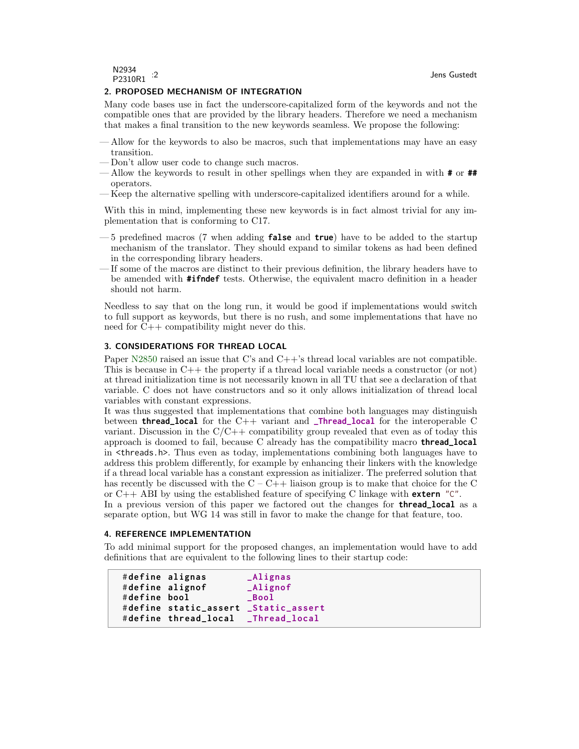## 2. PROPOSED MECHANISM OF INTEGRATION

Many code bases use in fact the underscore-capitalized form of the keywords and not the compatible ones that are provided by the library headers. Therefore we need a mechanism that makes a final transition to the new keywords seamless. We propose the following:

— Allow for the keywords to also be macros, such that implementations may have an easy transition.
— Don't allow user code to change such macros.
— Allow the keywords to result in other spellings when they are expanded in with **#** or **##** operators.
— Keep the alternative spelling with underscore-capitalized identifiers around for a while.

With this in mind, implementing these new keywords is in fact almost trivial for any implementation that is conforming to C17.

— 5 predefined macros (7 when adding **false** and **true**) have to be added to the startup mechanism of the translator. They should expand to similar tokens as had been defined in the corresponding library headers.
— If some of the macros are distinct to their previous definition, the library headers have to be amended with **#ifndef** tests. Otherwise, the equivalent macro definition in a header should not harm.

Needless to say that on the long run, it would be good if implementations would switch to full support as keywords, but there is no rush, and some implementations that have no need for C++ compatibility might never do this.

## 3. CONSIDERATIONS FOR THREAD LOCAL

Paper N2850 raised an issue that C's and C++'s thread local variables are not compatible. This is because in C++ the property if a thread local variable needs a constructor (or not) at thread initialization time is not necessarily known in all TU that see a declaration of that variable. C does not have constructors and so it only allows initialization of thread local variables with constant expressions.
It was thus suggested that implementations that combine both languages may distinguish between **thread_local** for the C++ variant and **_Thread_local** for the interoperable C variant. Discussion in the C/C++ compatibility group revealed that even as of today this approach is doomed to fail, because C already has the compatibility macro **thread_local** in `<threads.h>`. Thus even as today, implementations combining both languages have to address this problem differently, for example by enhancing their linkers with the knowledge if a thread local variable has a constant expression as initializer. The preferred solution that has recently be discussed with the C – C++ liaison group is to make that choice for the C or C++ ABI by using the established feature of specifying C linkage with **extern** "C".
In a previous version of this paper we factored out the changes for **thread_local** as a separate option, but WG 14 was still in favor to make the change for that feature, too.

## 4. REFERENCE IMPLEMENTATION

To add minimal support for the proposed changes, an implementation would have to add definitions that are equivalent to the following lines to their startup code:

```
#define alignas       _Alignas
#define alignof       _Alignof
#define bool          _Bool
#define static_assert _Static_assert
#define thread_local  _Thread_local
```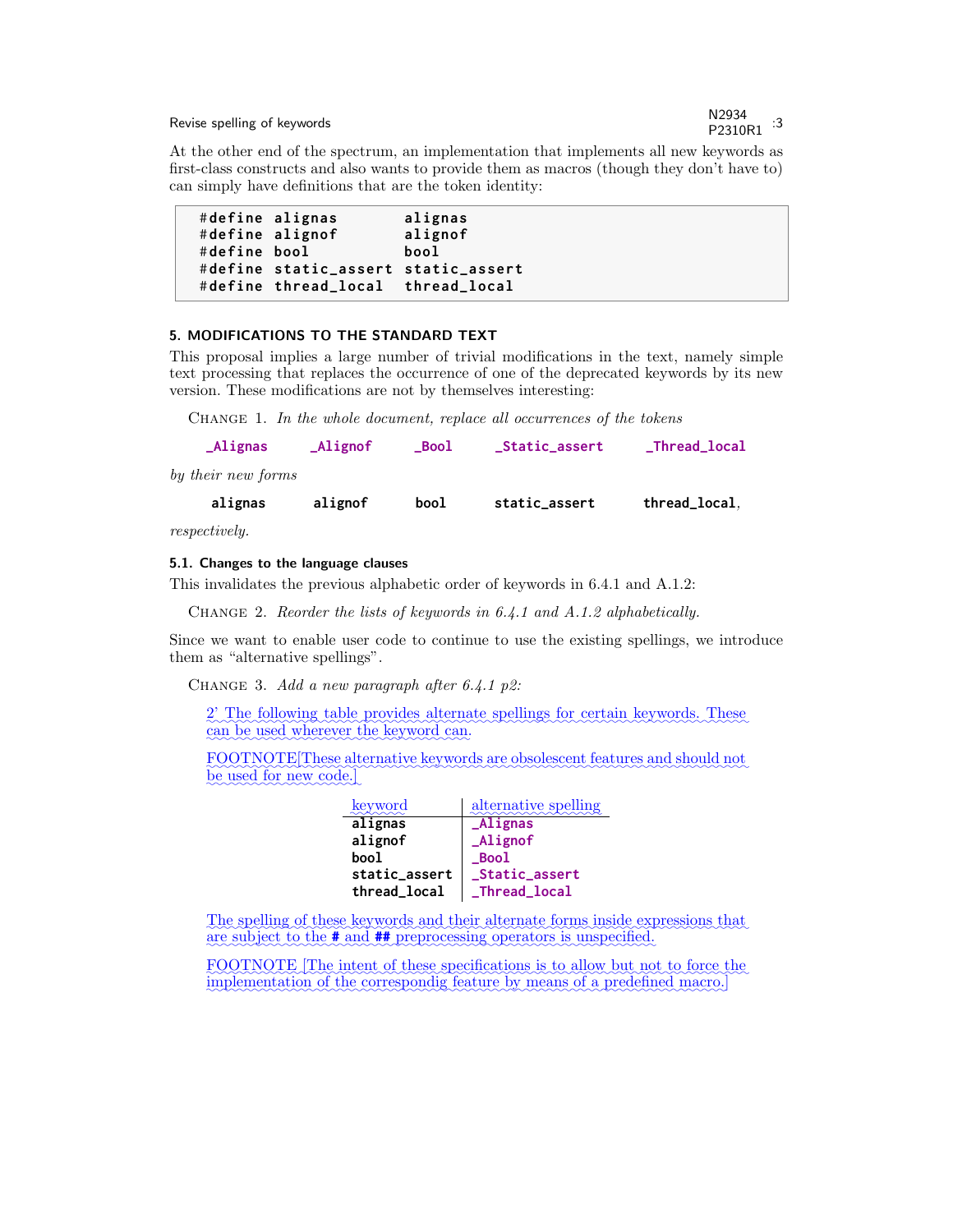At the other end of the spectrum, an implementation that implements all new keywords as first-class constructs and also wants to provide them as macros (though they don't have to) can simply have definitions that are the token identity:

```
#define alignas       alignas
#define alignof       alignof
#define bool          bool
#define static_assert static_assert
#define thread_local  thread_local
```

### 5. MODIFICATIONS TO THE STANDARD TEXT

This proposal implies a large number of trivial modifications in the text, namely simple text processing that replaces the occurrence of one of the deprecated keywords by its new version. These modifications are not by themselves interesting:

CHANGE 1. *In the whole document, replace all occurrences of the tokens*

`_Alignas` `_Alignof` `_Bool` `_Static_assert` `_Thread_local`

*by their new forms*

**`alignas`** **`alignof`** **`bool`** **`static_assert`** **`thread_local`**,

*respectively.*

#### 5.1. Changes to the language clauses

This invalidates the previous alphabetic order of keywords in 6.4.1 and A.1.2:

CHANGE 2. *Reorder the lists of keywords in 6.4.1 and A.1.2 alphabetically.*

Since we want to enable user code to continue to use the existing spellings, we introduce them as "alternative spellings".

CHANGE 3. *Add a new paragraph after 6.4.1 p2:*

> 2' The following table provides alternate spellings for certain keywords. These can be used wherever the keyword can.
>
> FOOTNOTE[These alternative keywords are obsolescent features and should not be used for new code.]
>
> | keyword | alternative spelling |
> |---|---|
> | **alignas** | `_Alignas` |
> | **alignof** | `_Alignof` |
> | **bool** | `_Bool` |
> | **static_assert** | `_Static_assert` |
> | **thread_local** | `_Thread_local` |
>
> The spelling of these keywords and their alternate forms inside expressions that are subject to the **#** and **##** preprocessing operators is unspecified.
>
> FOOTNOTE [The intent of these specifications is to allow but not to force the implementation of the correspondig feature by means of a predefined macro.]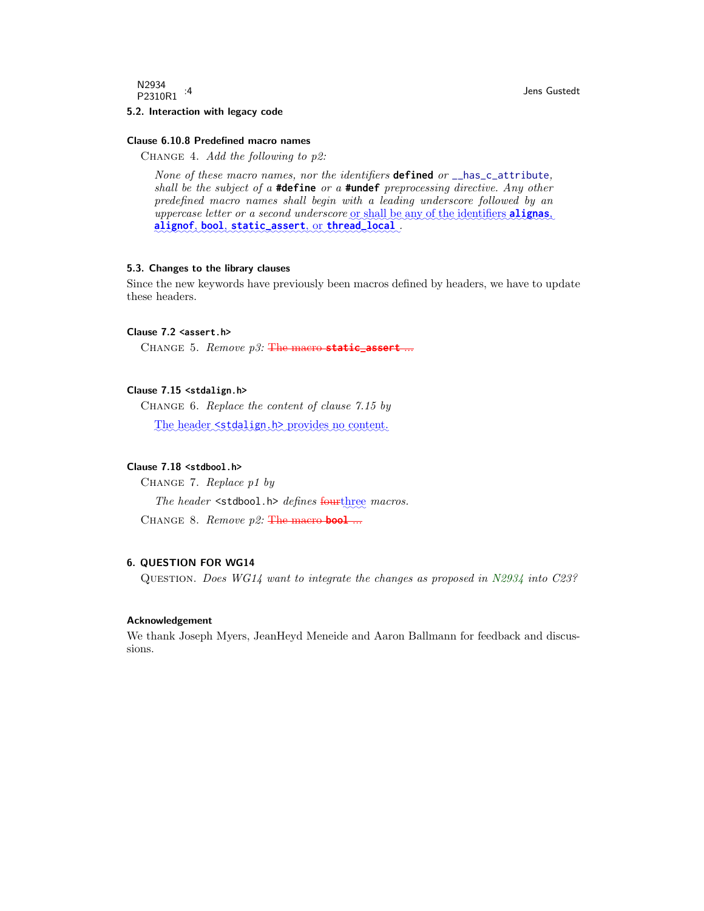### 5.2. Interaction with legacy code

#### Clause 6.10.8 Predefined macro names

CHANGE 4. *Add the following to p2:*

> *None of these macro names, nor the identifiers* **`defined`** *or* `__has_c_attribute`*, shall be the subject of a* **`#define`** *or a* **`#undef`** *preprocessing directive. Any other predefined macro names shall begin with a leading underscore followed by an uppercase letter or a second underscore* or shall be any of the identifiers **`alignas`**, **`alignof`**, **`bool`**, **`static_assert`**, or **`thread_local`** .

### 5.3. Changes to the library clauses

Since the new keywords have previously been macros defined by headers, we have to update these headers.

#### Clause 7.2 `<assert.h>`

CHANGE 5. *Remove p3:* ~~The macro **`static_assert`** ...~~

#### Clause 7.15 `<stdalign.h>`

CHANGE 6. *Replace the content of clause 7.15 by*

> The header `<stdalign.h>` provides no content.

#### Clause 7.18 `<stdbool.h>`

CHANGE 7. *Replace p1 by*

> *The header* `<stdbool.h>` *defines* ~~four~~three *macros.*

CHANGE 8. *Remove p2:* ~~The macro **`bool`** ...~~

## 6. QUESTION FOR WG14

QUESTION. *Does WG14 want to integrate the changes as proposed in N2934 into C23?*

#### Acknowledgement

We thank Joseph Myers, JeanHeyd Meneide and Aaron Ballmann for feedback and discussions.